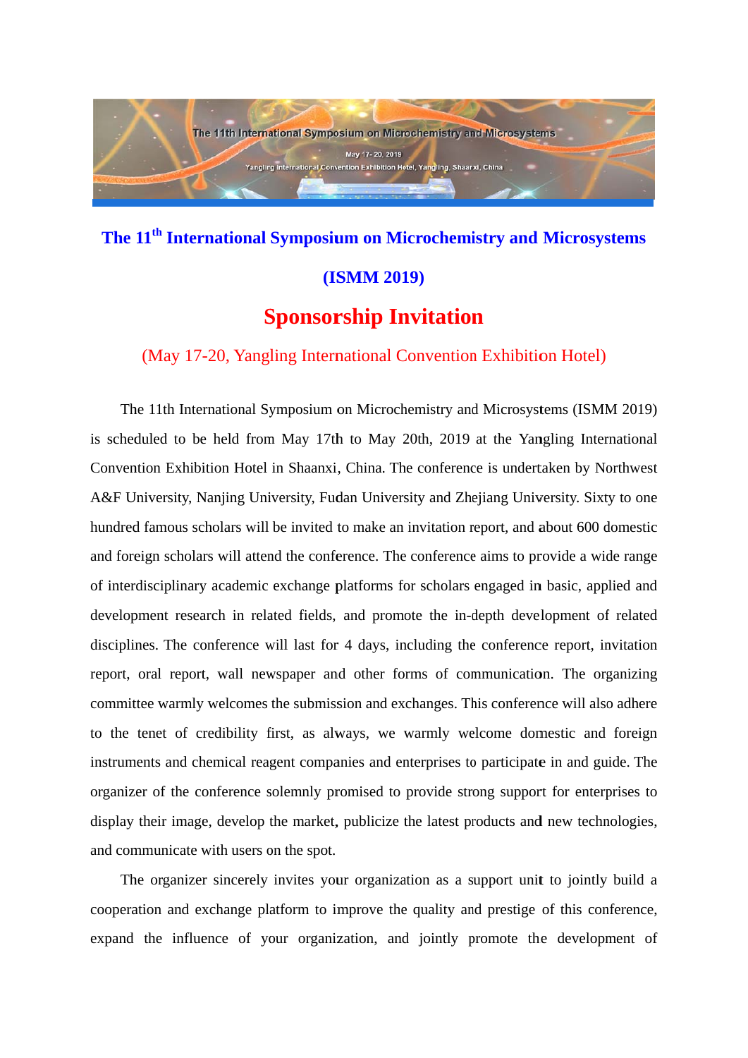# The 11th International Symposium on Microchemistry and Microsystems (ISMM 2019)

## Sponsorship Invitation

(May 17-20, Yangling International Convention Exhibition Hotel)

The 11th International Symposium on Microchemistry and Microsystems (ISMM 2019) is scheduled to be held from May 17th to May 20th, 2019 at the Yangling International Convention Exhibition Hotel in Shaanxi, China. The conference is undertaken by Northwest A&F University, Nanjing University, Fudan University and Zhejiang University. Sixty to one hundred famous scholars will be invited to make an invitation report, and about 600 domestic and foreign scholars will attend the conference. The conference aims to provide a wide range of interdisciplinary academic exchange platforms for scholars engaged in basic, applied and development research in related fields, and promote the in-depth development of related disciplines. The conference will last for 4 days, including the conference report, invitation report, oral report, wall newspaper and other forms of communication. The organizing committee warmly welcomes the submission and exchanges. This conference will also adhere to the tenet of credibility first, as always, we warmly welcome domestic and foreign instruments and chemical reagent companies and enterprises to participate in and guide. The organizer of the conference solemnly promised to provide strong support for enterprises to display their image, develop the market, publicize the latest products and new technologies, and communicate with users on the spot.

The organizer sincerely invites your organization as a support unit to jointly build a cooperation and exchange platform to improve the quality and prestige of this conference, expand the influence of your organization, and jointly promote the development of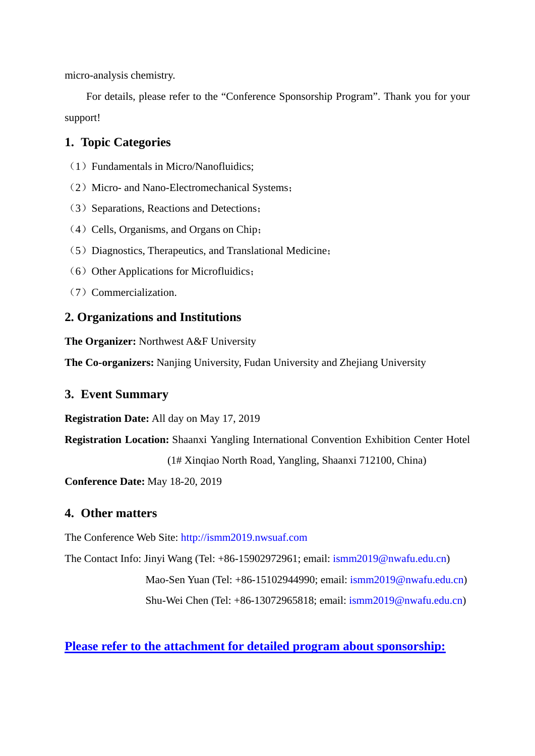micro-analysis chemistry.

For details, please refer to the “Conference Sponsorship Program”. Thank you for your support!

## 1. Topic Categories

（1）Fundamentals in Micro/Nanofluidics;

（2）Micro- and Nano-Electromechanical Systems；

（3）Separations, Reactions and Detections；

（4）Cells, Organisms, and Organs on Chip；

（5）Diagnostics, Therapeutics, and Translational Medicine；

（6）Other Applications for Microfluidics；

（7）Commercialization.

## 2. Organizations and Institutions

**The Organizer:** Northwest A&F University

**The Co-organizers:** Nanjing University, Fudan University and Zhejiang University

## 3. Event Summary

**Registration Date:** All day on May 17, 2019

**Registration Location:** Shaanxi Yangling International Convention Exhibition Center Hotel (1# Xinqiao North Road, Yangling, Shaanxi 712100, China)

**Conference Date:** May 18-20, 2019

## 4. Other matters

The Conference Web Site: http://ismm2019.nwsuaf.com

The Contact Info: Jinyi Wang (Tel: +86-15902972961; email: ismm2019@nwafu.edu.cn)

Mao-Sen Yuan (Tel: +86-15102944990; email: ismm2019@nwafu.edu.cn)

Shu-Wei Chen (Tel: +86-13072965818; email: ismm2019@nwafu.edu.cn)

**Please refer to the attachment for detailed program about sponsorship:**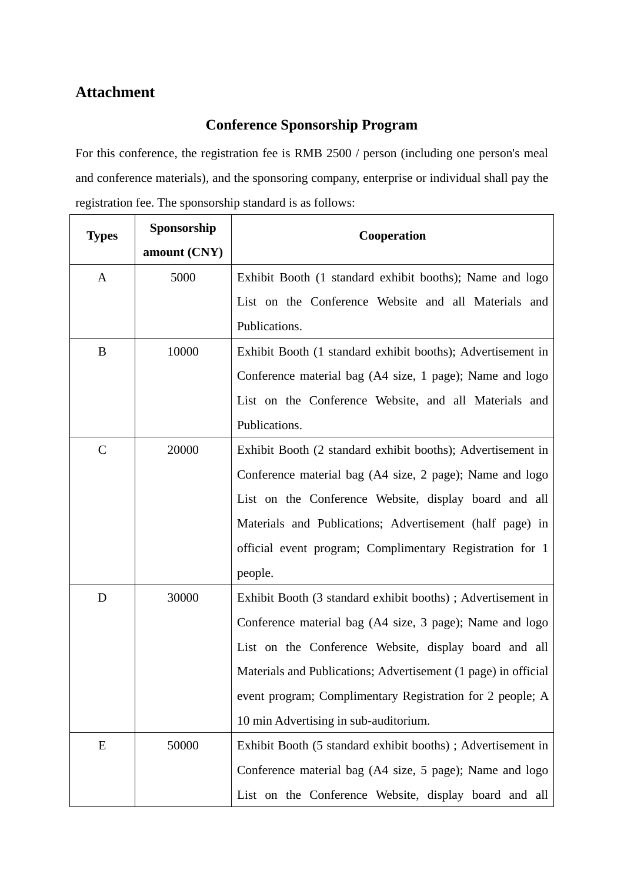## Attachment

### Conference Sponsorship Program

For this conference, the registration fee is RMB 2500 / person (including one person's meal and conference materials), and the sponsoring company, enterprise or individual shall pay the registration fee. The sponsorship standard is as follows:

| Types | Sponsorship amount (CNY) | Cooperation |
|---|---|---|
| A | 5000 | Exhibit Booth (1 standard exhibit booths); Name and logo List on the Conference Website and all Materials and Publications. |
| B | 10000 | Exhibit Booth (1 standard exhibit booths); Advertisement in Conference material bag (A4 size, 1 page); Name and logo List on the Conference Website, and all Materials and Publications. |
| C | 20000 | Exhibit Booth (2 standard exhibit booths); Advertisement in Conference material bag (A4 size, 2 page); Name and logo List on the Conference Website, display board and all Materials and Publications; Advertisement (half page) in official event program; Complimentary Registration for 1 people. |
| D | 30000 | Exhibit Booth (3 standard exhibit booths) ; Advertisement in Conference material bag (A4 size, 3 page); Name and logo List on the Conference Website, display board and all Materials and Publications; Advertisement (1 page) in official event program; Complimentary Registration for 2 people; A 10 min Advertising in sub-auditorium. |
| E | 50000 | Exhibit Booth (5 standard exhibit booths) ; Advertisement in Conference material bag (A4 size, 5 page); Name and logo List on the Conference Website, display board and all |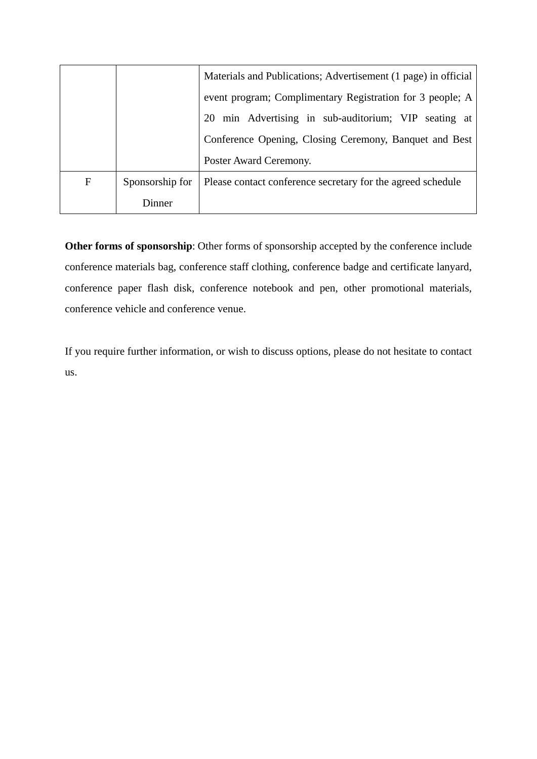| | | |
|---|---|---|
| | | Materials and Publications; Advertisement (1 page) in official event program; Complimentary Registration for 3 people; A 20 min Advertising in sub-auditorium; VIP seating at Conference Opening, Closing Ceremony, Banquet and Best Poster Award Ceremony. |
| F | Sponsorship for Dinner | Please contact conference secretary for the agreed schedule |

**Other forms of sponsorship**: Other forms of sponsorship accepted by the conference include conference materials bag, conference staff clothing, conference badge and certificate lanyard, conference paper flash disk, conference notebook and pen, other promotional materials, conference vehicle and conference venue.

If you require further information, or wish to discuss options, please do not hesitate to contact us.